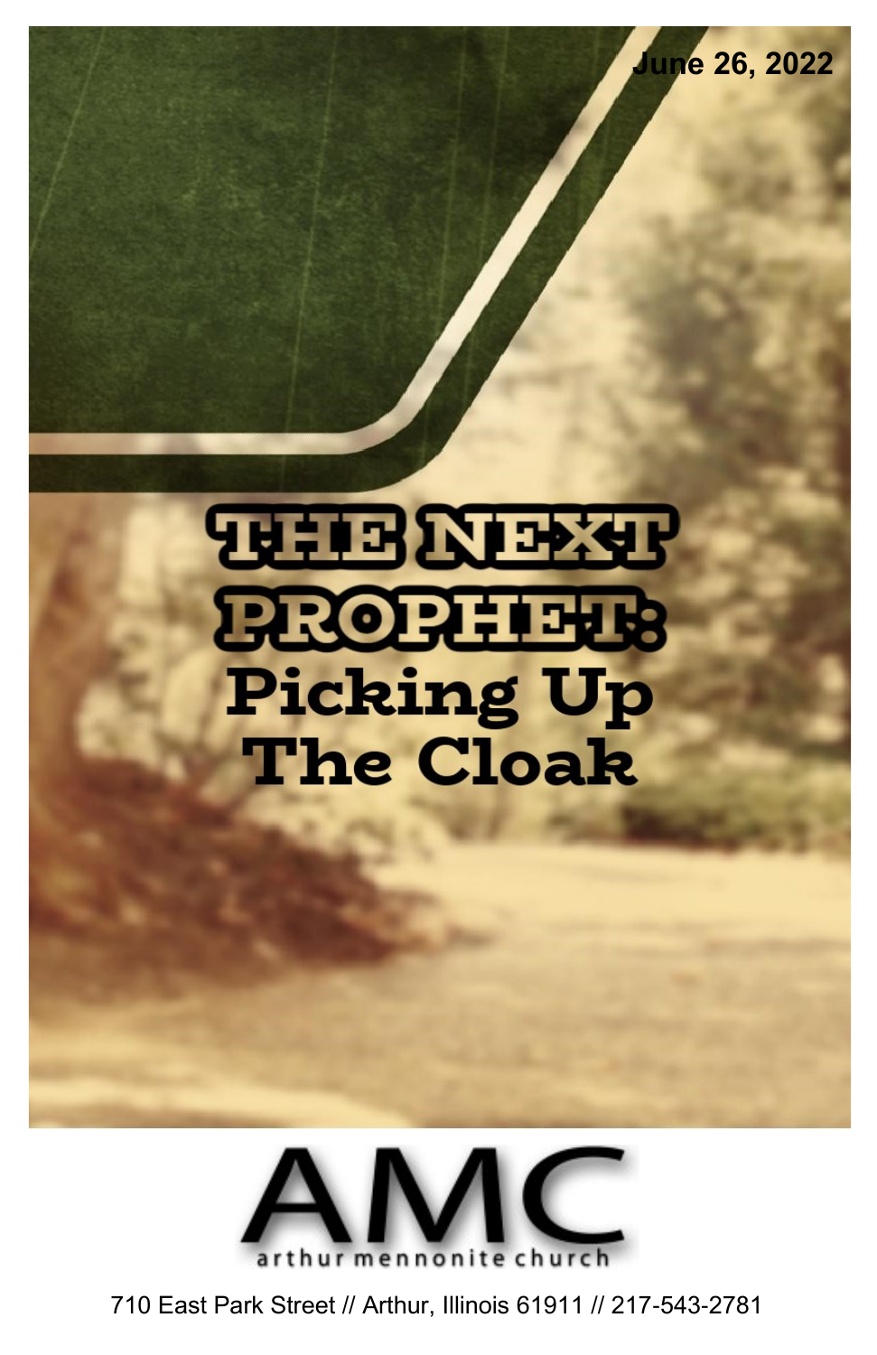June 26, 2022

# THE NEXT PROPHET: Picking Up The Cloak

AMC

arthur mennonite church

710 East Park Street // Arthur, Illinois 61911 // 217-543-2781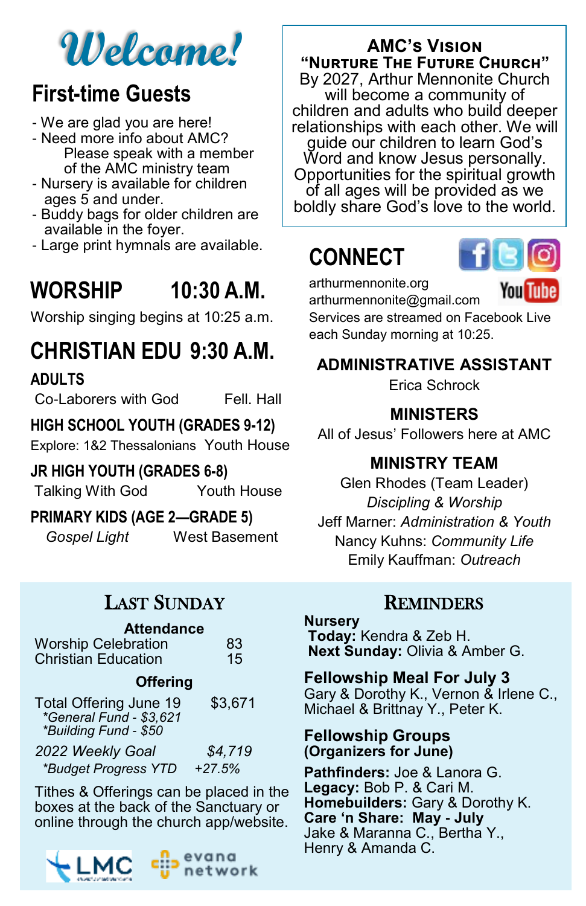# Welcome!

## First-time Guests

- We are glad you are here!
- Need more info about AMC? Please speak with a member of the AMC ministry team
- Nursery is available for children ages 5 and under.
- Buddy bags for older children are available in the foyer.
- Large print hymnals are available.

## WORSHIP 10:30 A.M.

Worship singing begins at 10:25 a.m.

## CHRISTIAN EDU 9:30 A.M.

### ADULTS

Co-Laborers with God — Fell. Hall

### HIGH SCHOOL YOUTH (GRADES 9-12)

Explore: 1&2 Thessalonians — Youth House

### JR HIGH YOUTH (GRADES 6-8)

Talking With God — Youth House

### PRIMARY KIDS (AGE 2—GRADE 5)

*Gospel Light* — West Basement

## AMC's Vision

**"Nurture The Future Church"**

By 2027, Arthur Mennonite Church will become a community of children and adults who build deeper relationships with each other. We will guide our children to learn God's Word and know Jesus personally. Opportunities for the spiritual growth of all ages will be provided as we boldly share God's love to the world.

## CONNECT

arthurmennonite.org
arthurmennonite@gmail.com
Services are streamed on Facebook Live each Sunday morning at 10:25.

### ADMINISTRATIVE ASSISTANT

Erica Schrock

### MINISTERS

All of Jesus' Followers here at AMC

### MINISTRY TEAM

Glen Rhodes (Team Leader)
*Discipling & Worship*
Jeff Marner: *Administration & Youth*
Nancy Kuhns: *Community Life*
Emily Kauffman: *Outreach*

## Last Sunday

**Attendance**

| | |
|---|---|
| Worship Celebration | 83 |
| Christian Education | 15 |

**Offering**

| | |
|---|---|
| Total Offering June 19 | $3,671 |
| *\*General Fund - $3,621* | |
| *\*Building Fund - $50* | |
| *2022 Weekly Goal* | *$4,719* |
| *\*Budget Progress YTD* | *+27.5%* |

Tithes & Offerings can be placed in the boxes at the back of the Sanctuary or online through the church app/website.

LMC · evana network

## Reminders

**Nursery**
**Today:** Kendra & Zeb H.
**Next Sunday:** Olivia & Amber G.

**Fellowship Meal For July 3**
Gary & Dorothy K., Vernon & Irlene C., Michael & Brittnay Y., Peter K.

**Fellowship Groups**
**(Organizers for June)**

**Pathfinders:** Joe & Lanora G.
**Legacy:** Bob P. & Cari M.
**Homebuilders:** Gary & Dorothy K.
**Care 'n Share: May - July**
Jake & Maranna C., Bertha Y., Henry & Amanda C.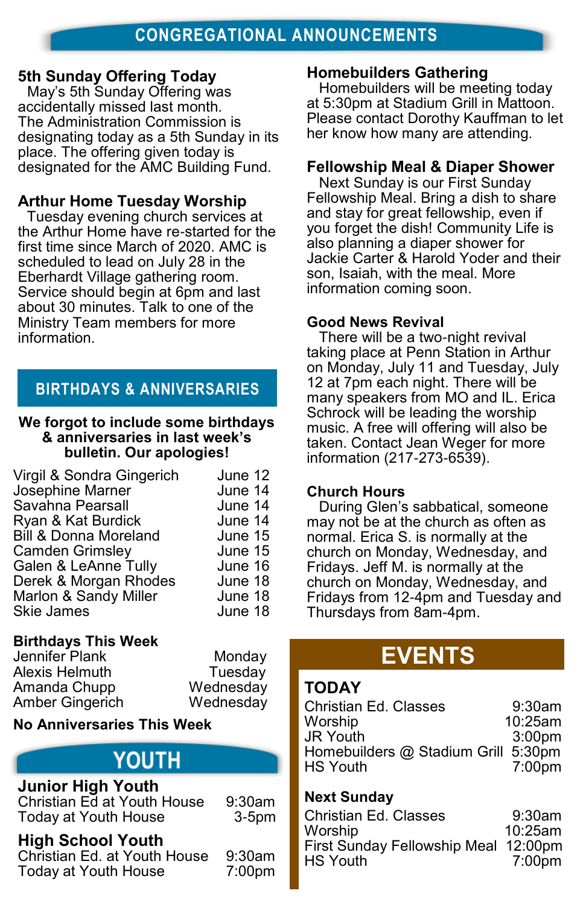# CONGREGATIONAL ANNOUNCEMENTS

### 5th Sunday Offering Today

May's 5th Sunday Offering was accidentally missed last month. The Administration Commission is designating today as a 5th Sunday in its place. The offering given today is designated for the AMC Building Fund.

### Arthur Home Tuesday Worship

Tuesday evening church services at the Arthur Home have re-started for the first time since March of 2020. AMC is scheduled to lead on July 28 in the Eberhardt Village gathering room. Service should begin at 6pm and last about 30 minutes. Talk to one of the Ministry Team members for more information.

## BIRTHDAYS & ANNIVERSARIES

**We forgot to include some birthdays & anniversaries in last week's bulletin. Our apologies!**

| | |
|---|---|
| Virgil & Sondra Gingerich | June 12 |
| Josephine Marner | June 14 |
| Savahna Pearsall | June 14 |
| Ryan & Kat Burdick | June 14 |
| Bill & Donna Moreland | June 15 |
| Camden Grimsley | June 15 |
| Galen & LeAnne Tully | June 16 |
| Derek & Morgan Rhodes | June 18 |
| Marlon & Sandy Miller | June 18 |
| Skie James | June 18 |

**Birthdays This Week**

| | |
|---|---|
| Jennifer Plank | Monday |
| Alexis Helmuth | Tuesday |
| Amanda Chupp | Wednesday |
| Amber Gingerich | Wednesday |

**No Anniversaries This Week**

## YOUTH

### Junior High Youth

| | |
|---|---|
| Christian Ed at Youth House | 9:30am |
| Today at Youth House | 3-5pm |

### High School Youth

| | |
|---|---|
| Christian Ed. at Youth House | 9:30am |
| Today at Youth House | 7:00pm |

### Homebuilders Gathering

Homebuilders will be meeting today at 5:30pm at Stadium Grill in Mattoon. Please contact Dorothy Kauffman to let her know how many are attending.

### Fellowship Meal & Diaper Shower

Next Sunday is our First Sunday Fellowship Meal. Bring a dish to share and stay for great fellowship, even if you forget the dish! Community Life is also planning a diaper shower for Jackie Carter & Harold Yoder and their son, Isaiah, with the meal. More information coming soon.

### Good News Revival

There will be a two-night revival taking place at Penn Station in Arthur on Monday, July 11 and Tuesday, July 12 at 7pm each night. There will be many speakers from MO and IL. Erica Schrock will be leading the worship music. A free will offering will also be taken. Contact Jean Weger for more information (217-273-6539).

### Church Hours

During Glen's sabbatical, someone may not be at the church as often as normal. Erica S. is normally at the church on Monday, Wednesday, and Fridays. Jeff M. is normally at the church on Monday, Wednesday, and Fridays from 12-4pm and Tuesday and Thursdays from 8am-4pm.

## EVENTS

### TODAY

| | |
|---|---|
| Christian Ed. Classes | 9:30am |
| Worship | 10:25am |
| JR Youth | 3:00pm |
| Homebuilders @ Stadium Grill | 5:30pm |
| HS Youth | 7:00pm |

### Next Sunday

| | |
|---|---|
| Christian Ed. Classes | 9:30am |
| Worship | 10:25am |
| First Sunday Fellowship Meal | 12:00pm |
| HS Youth | 7:00pm |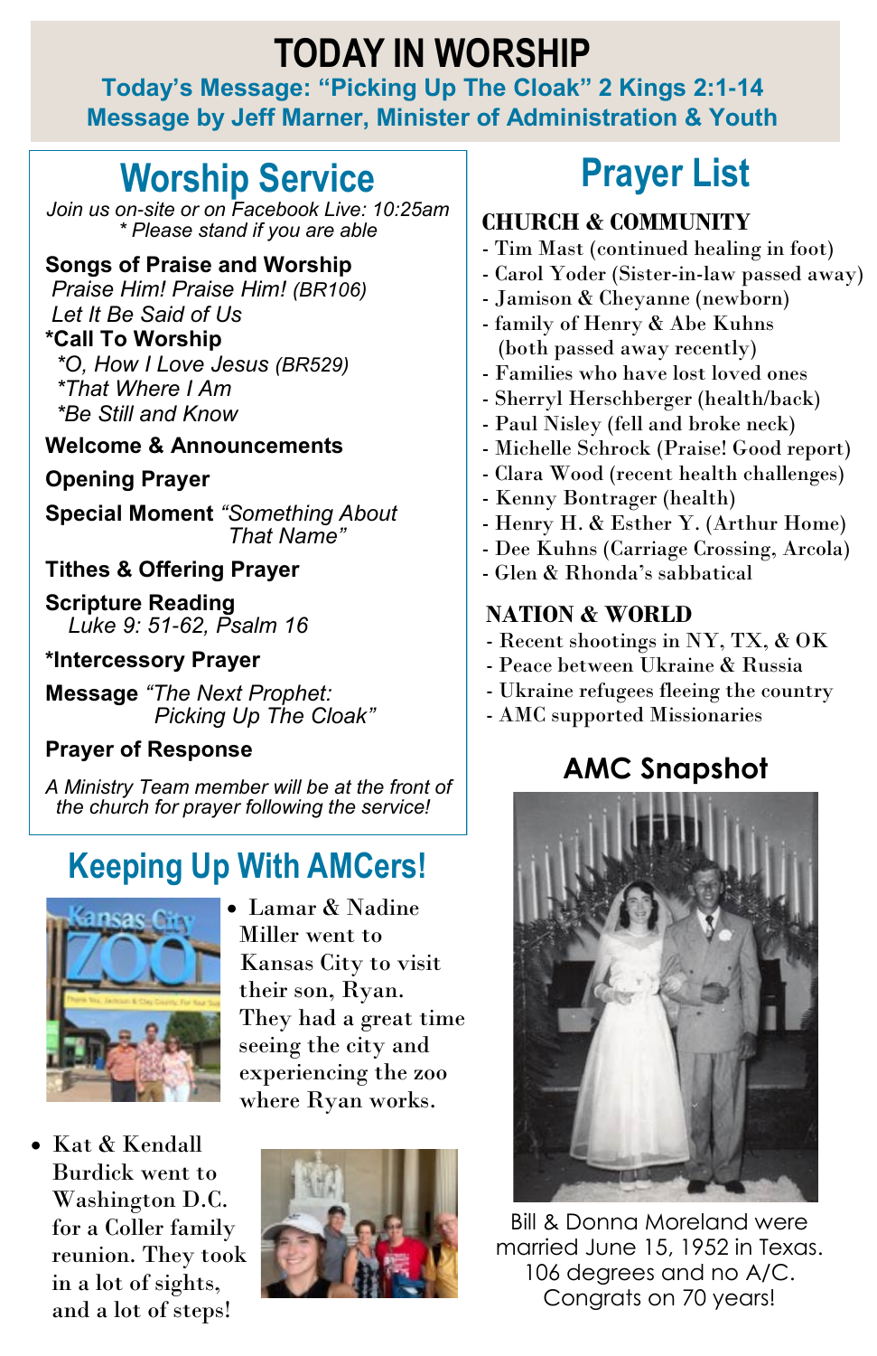# TODAY IN WORSHIP

**Today's Message: "Picking Up The Cloak" 2 Kings 2:1-14**
**Message by Jeff Marner, Minister of Administration & Youth**

## Worship Service

*Join us on-site or on Facebook Live: 10:25am*
*\* Please stand if you are able*

**Songs of Praise and Worship**
*Praise Him! Praise Him! (BR106)*
*Let It Be Said of Us*

**\*Call To Worship**
*\*O, How I Love Jesus (BR529)*
*\*That Where I Am*
*\*Be Still and Know*

**Welcome & Announcements**

**Opening Prayer**

**Special Moment** *"Something About That Name"*

**Tithes & Offering Prayer**

**Scripture Reading**
*Luke 9: 51-62, Psalm 16*

**\*Intercessory Prayer**

**Message** *"The Next Prophet: Picking Up The Cloak"*

**Prayer of Response**

*A Ministry Team member will be at the front of the church for prayer following the service!*

## Keeping Up With AMCers!

- Lamar & Nadine Miller went to Kansas City to visit their son, Ryan. They had a great time seeing the city and experiencing the zoo where Ryan works.
- Kat & Kendall Burdick went to Washington D.C. for a Coller family reunion. They took in a lot of sights, and a lot of steps!

## Prayer List

### CHURCH & COMMUNITY

- Tim Mast (continued healing in foot)
- Carol Yoder (Sister-in-law passed away)
- Jamison & Cheyanne (newborn)
- family of Henry & Abe Kuhns (both passed away recently)
- Families who have lost loved ones
- Sherryl Herschberger (health/back)
- Paul Nisley (fell and broke neck)
- Michelle Schrock (Praise! Good report)
- Clara Wood (recent health challenges)
- Kenny Bontrager (health)
- Henry H. & Esther Y. (Arthur Home)
- Dee Kuhns (Carriage Crossing, Arcola)
- Glen & Rhonda's sabbatical

### NATION & WORLD

- Recent shootings in NY, TX, & OK
- Peace between Ukraine & Russia
- Ukraine refugees fleeing the country
- AMC supported Missionaries

## AMC Snapshot

Bill & Donna Moreland were married June 15, 1952 in Texas. 106 degrees and no A/C. Congrats on 70 years!